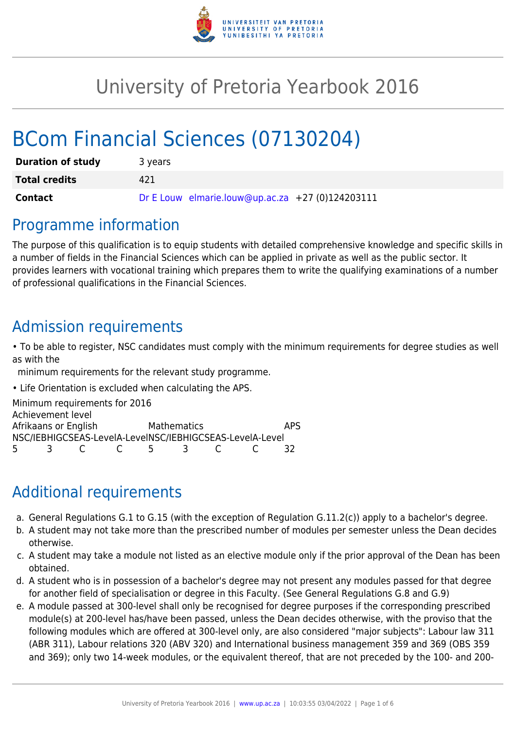# University of Pretoria Yearbook 2016

# BCom Financial Sciences (07130204)

| **Duration of study** | 3 years |
|---|---|
| **Total credits** | 421 |
| **Contact** | Dr E Louw elmarie.louw@up.ac.za +27 (0)124203111 |

## Programme information

The purpose of this qualification is to equip students with detailed comprehensive knowledge and specific skills in a number of fields in the Financial Sciences which can be applied in private as well as the public sector. It provides learners with vocational training which prepares them to write the qualifying examinations of a number of professional qualifications in the Financial Sciences.

## Admission requirements

- To be able to register, NSC candidates must comply with the minimum requirements for degree studies as well as with the minimum requirements for the relevant study programme.
- Life Orientation is excluded when calculating the APS.

Minimum requirements for 2016

| Achievement level | | | | | | | | |
|---|---|---|---|---|---|---|---|---|
| Afrikaans or English | | | | Mathematics | | | | APS |
| NSC/IEB | HIGCSE | AS-Level | A-Level | NSC/IEB | HIGCSE | AS-Level | A-Level | |
| 5 | 3 | C | C | 5 | 3 | C | C | 32 |

## Additional requirements

a. General Regulations G.1 to G.15 (with the exception of Regulation G.11.2(c)) apply to a bachelor's degree.
b. A student may not take more than the prescribed number of modules per semester unless the Dean decides otherwise.
c. A student may take a module not listed as an elective module only if the prior approval of the Dean has been obtained.
d. A student who is in possession of a bachelor's degree may not present any modules passed for that degree for another field of specialisation or degree in this Faculty. (See General Regulations G.8 and G.9)
e. A module passed at 300-level shall only be recognised for degree purposes if the corresponding prescribed module(s) at 200-level has/have been passed, unless the Dean decides otherwise, with the proviso that the following modules which are offered at 300-level only, are also considered "major subjects": Labour law 311 (ABR 311), Labour relations 320 (ABV 320) and International business management 359 and 369 (OBS 359 and 369); only two 14-week modules, or the equivalent thereof, that are not preceded by the 100- and 200-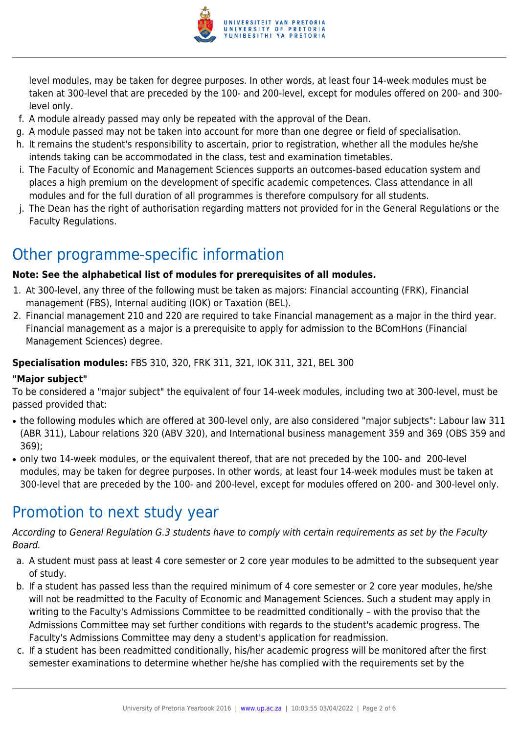level modules, may be taken for degree purposes. In other words, at least four 14-week modules must be taken at 300-level that are preceded by the 100- and 200-level, except for modules offered on 200- and 300-level only.

f. A module already passed may only be repeated with the approval of the Dean.
g. A module passed may not be taken into account for more than one degree or field of specialisation.
h. It remains the student's responsibility to ascertain, prior to registration, whether all the modules he/she intends taking can be accommodated in the class, test and examination timetables.
i. The Faculty of Economic and Management Sciences supports an outcomes-based education system and places a high premium on the development of specific academic competences. Class attendance in all modules and for the full duration of all programmes is therefore compulsory for all students.
j. The Dean has the right of authorisation regarding matters not provided for in the General Regulations or the Faculty Regulations.

## Other programme-specific information

**Note: See the alphabetical list of modules for prerequisites of all modules.**

1. At 300-level, any three of the following must be taken as majors: Financial accounting (FRK), Financial management (FBS), Internal auditing (IOK) or Taxation (BEL).
2. Financial management 210 and 220 are required to take Financial management as a major in the third year. Financial management as a major is a prerequisite to apply for admission to the BComHons (Financial Management Sciences) degree.

**Specialisation modules:** FBS 310, 320, FRK 311, 321, IOK 311, 321, BEL 300

**"Major subject"**

To be considered a "major subject" the equivalent of four 14-week modules, including two at 300-level, must be passed provided that:

- the following modules which are offered at 300-level only, are also considered "major subjects": Labour law 311 (ABR 311), Labour relations 320 (ABV 320), and International business management 359 and 369 (OBS 359 and 369);
- only two 14-week modules, or the equivalent thereof, that are not preceded by the 100- and 200-level modules, may be taken for degree purposes. In other words, at least four 14-week modules must be taken at 300-level that are preceded by the 100- and 200-level, except for modules offered on 200- and 300-level only.

## Promotion to next study year

*According to General Regulation G.3 students have to comply with certain requirements as set by the Faculty Board.*

a. A student must pass at least 4 core semester or 2 core year modules to be admitted to the subsequent year of study.
b. If a student has passed less than the required minimum of 4 core semester or 2 core year modules, he/she will not be readmitted to the Faculty of Economic and Management Sciences. Such a student may apply in writing to the Faculty's Admissions Committee to be readmitted conditionally – with the proviso that the Admissions Committee may set further conditions with regards to the student's academic progress. The Faculty's Admissions Committee may deny a student's application for readmission.
c. If a student has been readmitted conditionally, his/her academic progress will be monitored after the first semester examinations to determine whether he/she has complied with the requirements set by the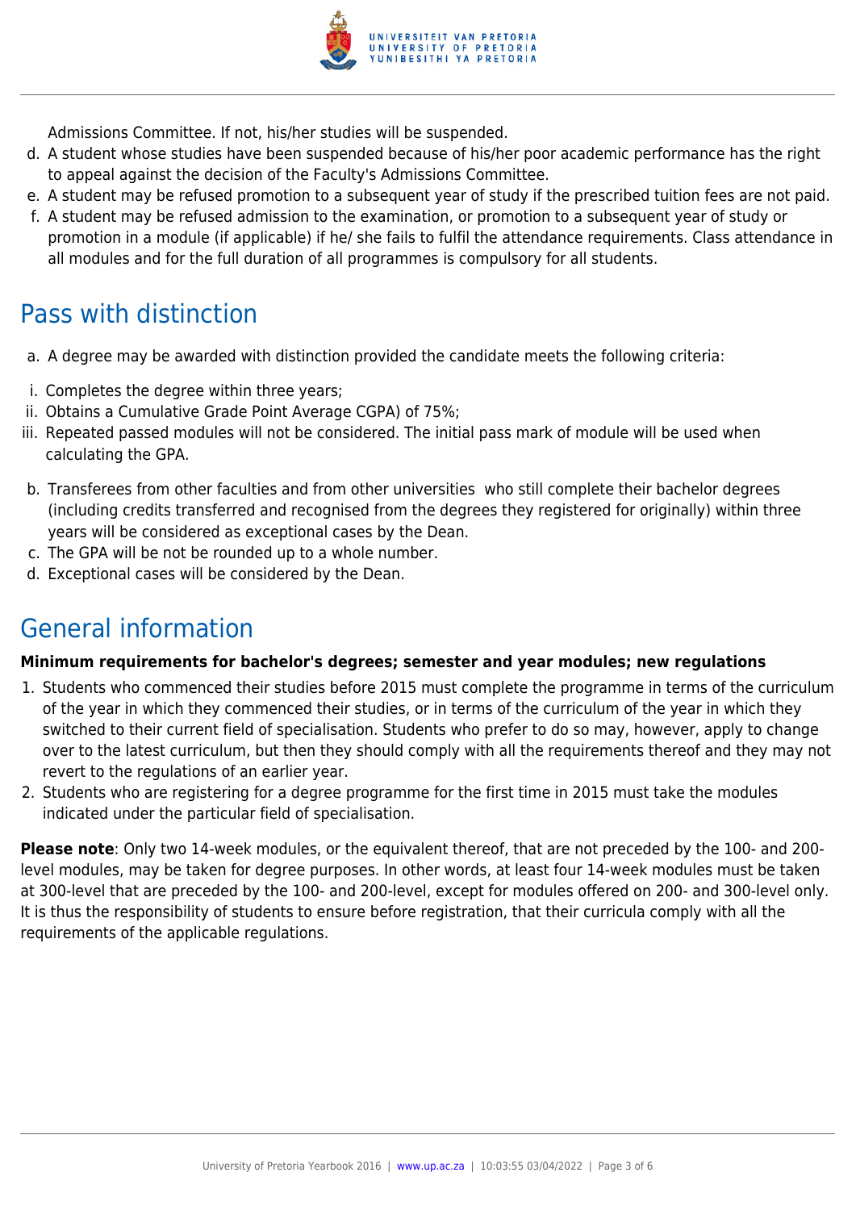Admissions Committee. If not, his/her studies will be suspended.

d. A student whose studies have been suspended because of his/her poor academic performance has the right to appeal against the decision of the Faculty's Admissions Committee.
e. A student may be refused promotion to a subsequent year of study if the prescribed tuition fees are not paid.
f. A student may be refused admission to the examination, or promotion to a subsequent year of study or promotion in a module (if applicable) if he/ she fails to fulfil the attendance requirements. Class attendance in all modules and for the full duration of all programmes is compulsory for all students.

## Pass with distinction

a. A degree may be awarded with distinction provided the candidate meets the following criteria:

i. Completes the degree within three years;
ii. Obtains a Cumulative Grade Point Average CGPA) of 75%;
iii. Repeated passed modules will not be considered. The initial pass mark of module will be used when calculating the GPA.

b. Transferees from other faculties and from other universities who still complete their bachelor degrees (including credits transferred and recognised from the degrees they registered for originally) within three years will be considered as exceptional cases by the Dean.
c. The GPA will be not be rounded up to a whole number.
d. Exceptional cases will be considered by the Dean.

## General information

**Minimum requirements for bachelor's degrees; semester and year modules; new regulations**

1. Students who commenced their studies before 2015 must complete the programme in terms of the curriculum of the year in which they commenced their studies, or in terms of the curriculum of the year in which they switched to their current field of specialisation. Students who prefer to do so may, however, apply to change over to the latest curriculum, but then they should comply with all the requirements thereof and they may not revert to the regulations of an earlier year.
2. Students who are registering for a degree programme for the first time in 2015 must take the modules indicated under the particular field of specialisation.

**Please note**: Only two 14-week modules, or the equivalent thereof, that are not preceded by the 100- and 200-level modules, may be taken for degree purposes. In other words, at least four 14-week modules must be taken at 300-level that are preceded by the 100- and 200-level, except for modules offered on 200- and 300-level only. It is thus the responsibility of students to ensure before registration, that their curricula comply with all the requirements of the applicable regulations.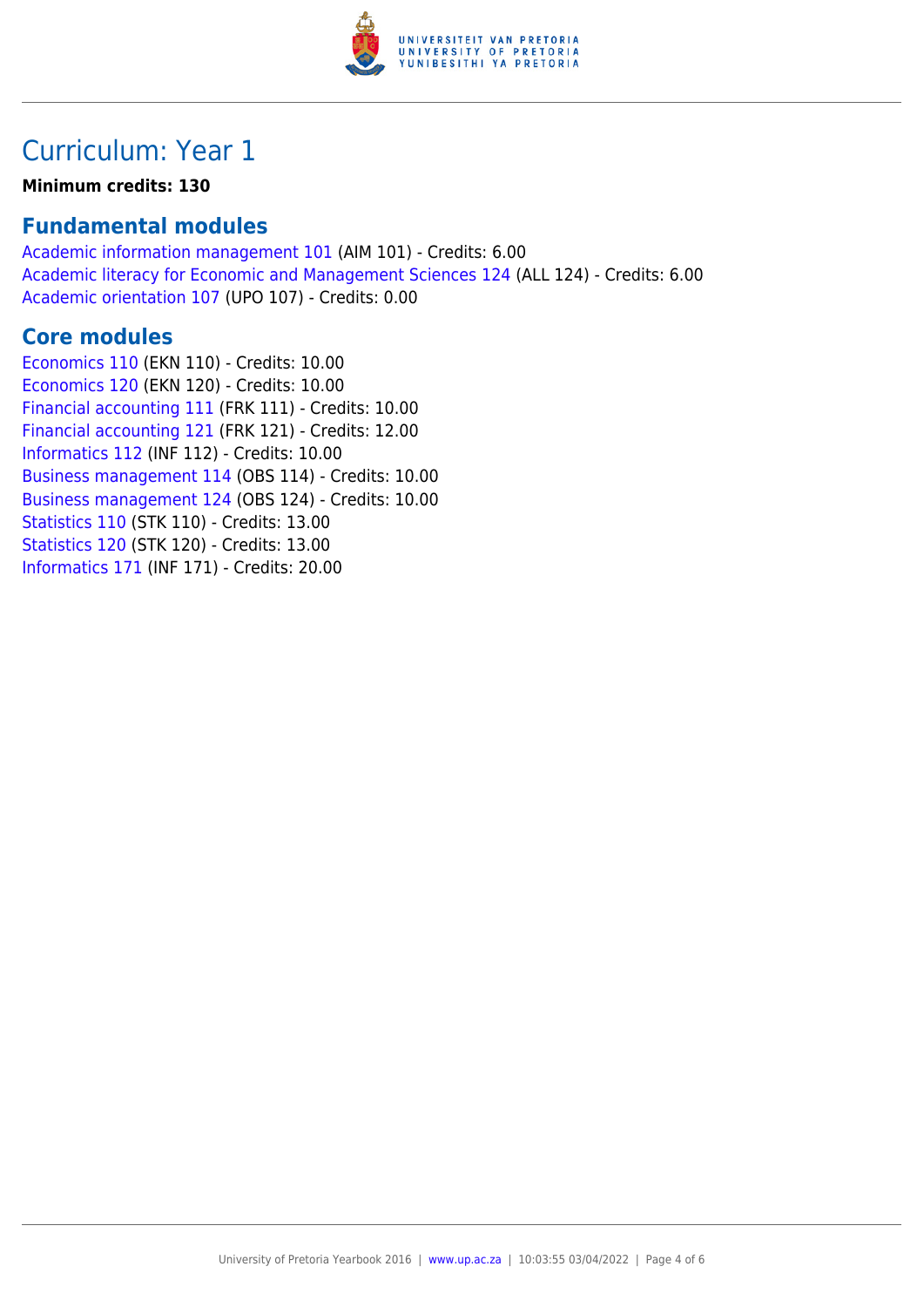# Curriculum: Year 1

**Minimum credits: 130**

## Fundamental modules

Academic information management 101 (AIM 101) - Credits: 6.00
Academic literacy for Economic and Management Sciences 124 (ALL 124) - Credits: 6.00
Academic orientation 107 (UPO 107) - Credits: 0.00

## Core modules

Economics 110 (EKN 110) - Credits: 10.00
Economics 120 (EKN 120) - Credits: 10.00
Financial accounting 111 (FRK 111) - Credits: 10.00
Financial accounting 121 (FRK 121) - Credits: 12.00
Informatics 112 (INF 112) - Credits: 10.00
Business management 114 (OBS 114) - Credits: 10.00
Business management 124 (OBS 124) - Credits: 10.00
Statistics 110 (STK 110) - Credits: 13.00
Statistics 120 (STK 120) - Credits: 13.00
Informatics 171 (INF 171) - Credits: 20.00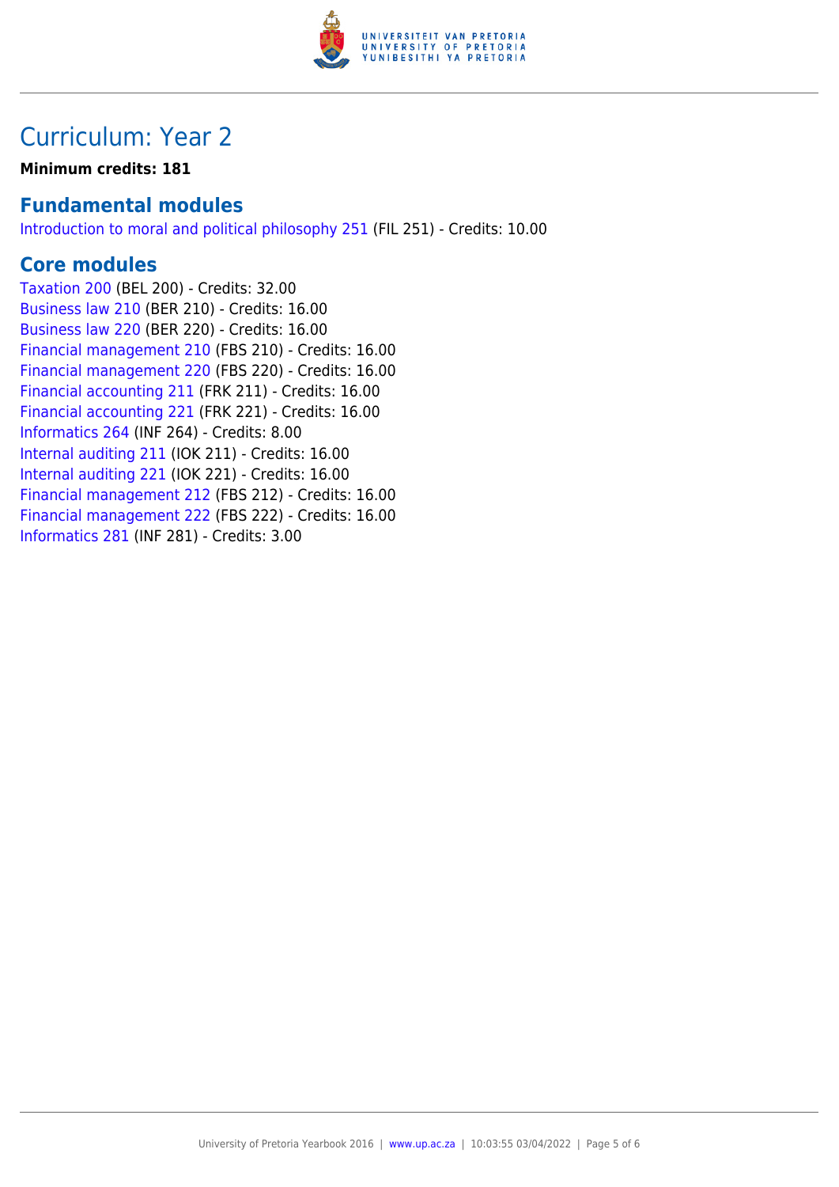# Curriculum: Year 2

**Minimum credits: 181**

## Fundamental modules

Introduction to moral and political philosophy 251 (FIL 251) - Credits: 10.00

## Core modules

Taxation 200 (BEL 200) - Credits: 32.00
Business law 210 (BER 210) - Credits: 16.00
Business law 220 (BER 220) - Credits: 16.00
Financial management 210 (FBS 210) - Credits: 16.00
Financial management 220 (FBS 220) - Credits: 16.00
Financial accounting 211 (FRK 211) - Credits: 16.00
Financial accounting 221 (FRK 221) - Credits: 16.00
Informatics 264 (INF 264) - Credits: 8.00
Internal auditing 211 (IOK 211) - Credits: 16.00
Internal auditing 221 (IOK 221) - Credits: 16.00
Financial management 212 (FBS 212) - Credits: 16.00
Financial management 222 (FBS 222) - Credits: 16.00
Informatics 281 (INF 281) - Credits: 3.00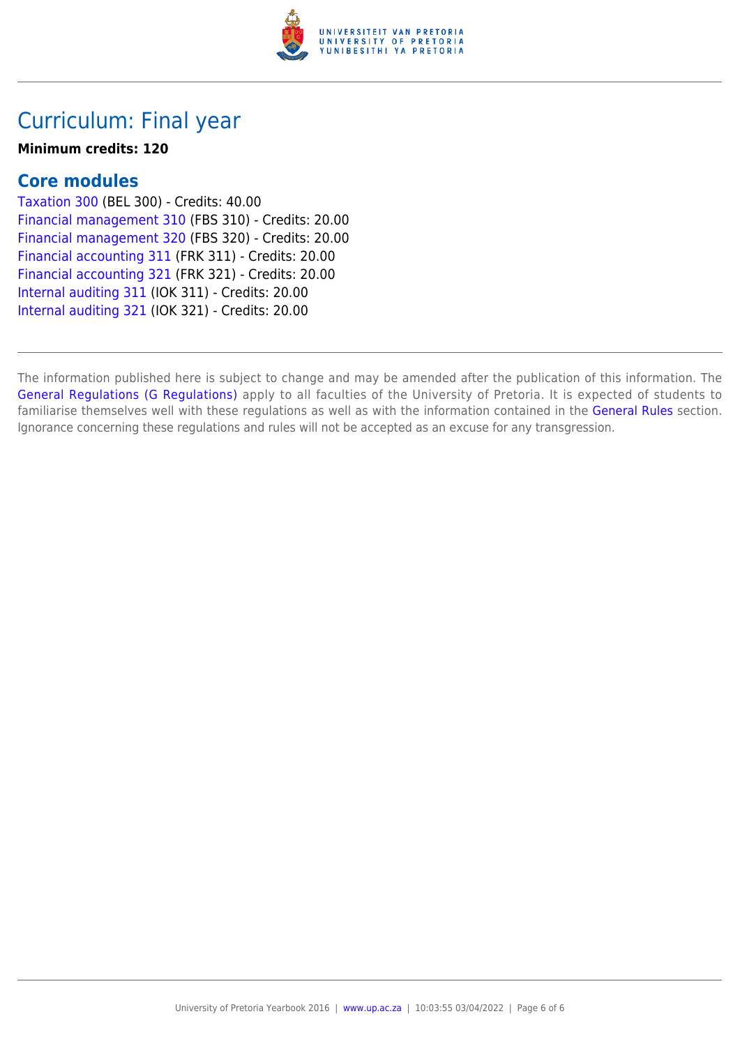## Curriculum: Final year

**Minimum credits: 120**

### Core modules

Taxation 300 (BEL 300) - Credits: 40.00
Financial management 310 (FBS 310) - Credits: 20.00
Financial management 320 (FBS 320) - Credits: 20.00
Financial accounting 311 (FRK 311) - Credits: 20.00
Financial accounting 321 (FRK 321) - Credits: 20.00
Internal auditing 311 (IOK 311) - Credits: 20.00
Internal auditing 321 (IOK 321) - Credits: 20.00

The information published here is subject to change and may be amended after the publication of this information. The General Regulations (G Regulations) apply to all faculties of the University of Pretoria. It is expected of students to familiarise themselves well with these regulations as well as with the information contained in the General Rules section. Ignorance concerning these regulations and rules will not be accepted as an excuse for any transgression.